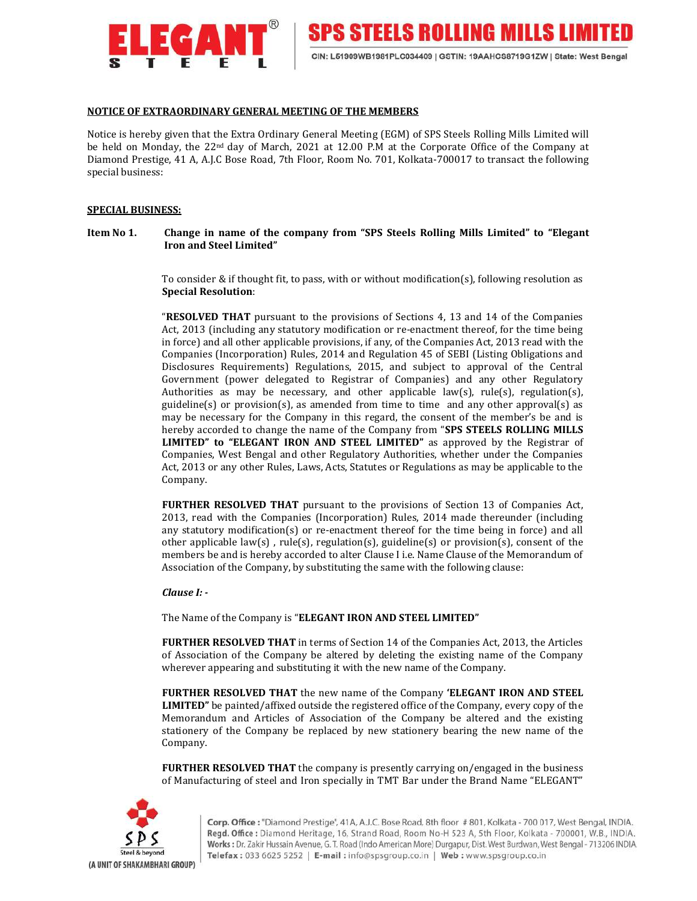## NOTICE OF EXTRAORDINARY GENERAL MEETING OF THE MEMBERS

Notice is hereby given that the Extra Ordinary General Meeting (EGM) of SPS Steels Rolling Mills Limited will be held on Monday, the 22nd day of March, 2021 at 12.00 P.M at the Corporate Office of the Company at Diamond Prestige, 41 A, A.J.C Bose Road, 7th Floor, Room No. 701, Kolkata-700017 to transact the following special business:

## SPECIAL BUSINESS:

**Item No 1. Change in name of the company from "SPS Steels Rolling Mills Limited" to "Elegant Iron and Steel Limited"**

To consider & if thought fit, to pass, with or without modification(s), following resolution as **Special Resolution**:

"**RESOLVED THAT** pursuant to the provisions of Sections 4, 13 and 14 of the Companies Act, 2013 (including any statutory modification or re-enactment thereof, for the time being in force) and all other applicable provisions, if any, of the Companies Act, 2013 read with the Companies (Incorporation) Rules, 2014 and Regulation 45 of SEBI (Listing Obligations and Disclosures Requirements) Regulations, 2015, and subject to approval of the Central Government (power delegated to Registrar of Companies) and any other Regulatory Authorities as may be necessary, and other applicable law(s), rule(s), regulation(s), guideline(s) or provision(s), as amended from time to time and any other approval(s) as may be necessary for the Company in this regard, the consent of the member's be and is hereby accorded to change the name of the Company from "**SPS STEELS ROLLING MILLS LIMITED" to "ELEGANT IRON AND STEEL LIMITED"** as approved by the Registrar of Companies, West Bengal and other Regulatory Authorities, whether under the Companies Act, 2013 or any other Rules, Laws, Acts, Statutes or Regulations as may be applicable to the Company.

**FURTHER RESOLVED THAT** pursuant to the provisions of Section 13 of Companies Act, 2013, read with the Companies (Incorporation) Rules, 2014 made thereunder (including any statutory modification(s) or re-enactment thereof for the time being in force) and all other applicable law(s) , rule(s), regulation(s), guideline(s) or provision(s), consent of the members be and is hereby accorded to alter Clause I i.e. Name Clause of the Memorandum of Association of the Company, by substituting the same with the following clause:

***Clause I: -***

The Name of the Company is "**ELEGANT IRON AND STEEL LIMITED"**

**FURTHER RESOLVED THAT** in terms of Section 14 of the Companies Act, 2013, the Articles of Association of the Company be altered by deleting the existing name of the Company wherever appearing and substituting it with the new name of the Company.

**FURTHER RESOLVED THAT** the new name of the Company **'ELEGANT IRON AND STEEL LIMITED"** be painted/affixed outside the registered office of the Company, every copy of the Memorandum and Articles of Association of the Company be altered and the existing stationery of the Company be replaced by new stationery bearing the new name of the Company.

**FURTHER RESOLVED THAT** the company is presently carrying on/engaged in the business of Manufacturing of steel and Iron specially in TMT Bar under the Brand Name "ELEGANT"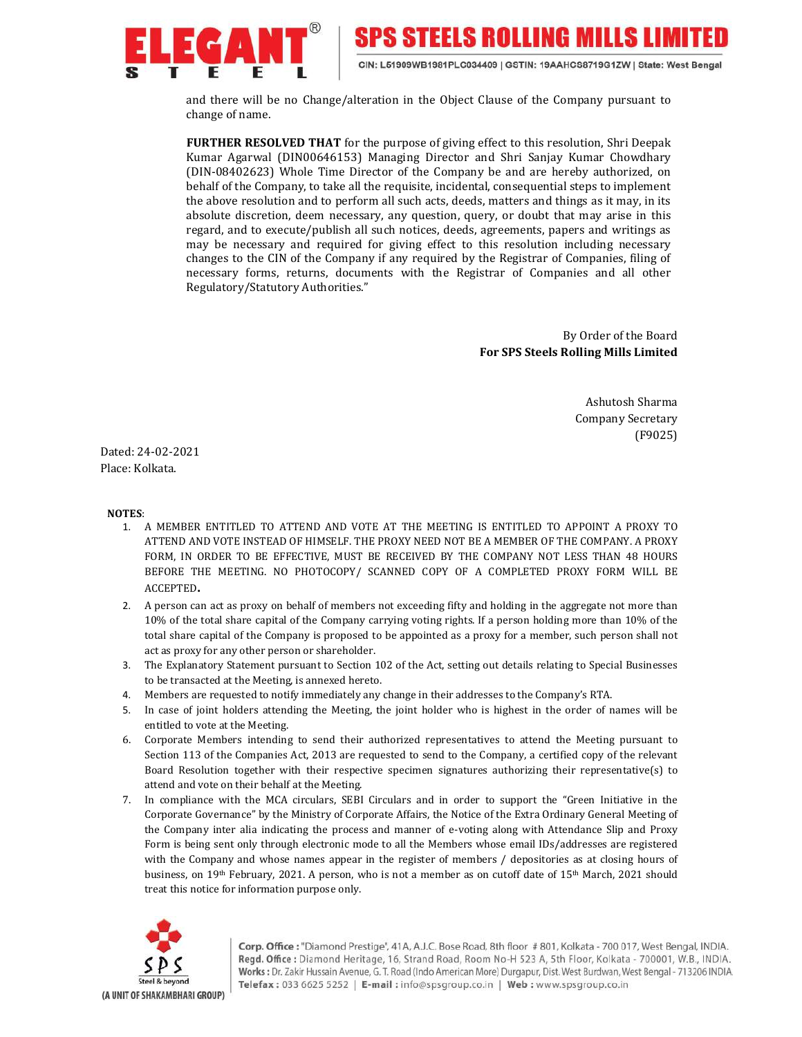and there will be no Change/alteration in the Object Clause of the Company pursuant to change of name.

**FURTHER RESOLVED THAT** for the purpose of giving effect to this resolution, Shri Deepak Kumar Agarwal (DIN00646153) Managing Director and Shri Sanjay Kumar Chowdhary (DIN-08402623) Whole Time Director of the Company be and are hereby authorized, on behalf of the Company, to take all the requisite, incidental, consequential steps to implement the above resolution and to perform all such acts, deeds, matters and things as it may, in its absolute discretion, deem necessary, any question, query, or doubt that may arise in this regard, and to execute/publish all such notices, deeds, agreements, papers and writings as may be necessary and required for giving effect to this resolution including necessary changes to the CIN of the Company if any required by the Registrar of Companies, filing of necessary forms, returns, documents with the Registrar of Companies and all other Regulatory/Statutory Authorities."

By Order of the Board
**For SPS Steels Rolling Mills Limited**

Ashutosh Sharma
Company Secretary
(F9025)

Dated: 24-02-2021
Place: Kolkata.

**NOTES**:

1. A MEMBER ENTITLED TO ATTEND AND VOTE AT THE MEETING IS ENTITLED TO APPOINT A PROXY TO ATTEND AND VOTE INSTEAD OF HIMSELF. THE PROXY NEED NOT BE A MEMBER OF THE COMPANY. A PROXY FORM, IN ORDER TO BE EFFECTIVE, MUST BE RECEIVED BY THE COMPANY NOT LESS THAN 48 HOURS BEFORE THE MEETING. NO PHOTOCOPY/ SCANNED COPY OF A COMPLETED PROXY FORM WILL BE ACCEPTED**.**
2. A person can act as proxy on behalf of members not exceeding fifty and holding in the aggregate not more than 10% of the total share capital of the Company carrying voting rights. If a person holding more than 10% of the total share capital of the Company is proposed to be appointed as a proxy for a member, such person shall not act as proxy for any other person or shareholder.
3. The Explanatory Statement pursuant to Section 102 of the Act, setting out details relating to Special Businesses to be transacted at the Meeting, is annexed hereto.
4. Members are requested to notify immediately any change in their addresses to the Company's RTA.
5. In case of joint holders attending the Meeting, the joint holder who is highest in the order of names will be entitled to vote at the Meeting.
6. Corporate Members intending to send their authorized representatives to attend the Meeting pursuant to Section 113 of the Companies Act, 2013 are requested to send to the Company, a certified copy of the relevant Board Resolution together with their respective specimen signatures authorizing their representative(s) to attend and vote on their behalf at the Meeting.
7. In compliance with the MCA circulars, SEBI Circulars and in order to support the "Green Initiative in the Corporate Governance" by the Ministry of Corporate Affairs, the Notice of the Extra Ordinary General Meeting of the Company inter alia indicating the process and manner of e-voting along with Attendance Slip and Proxy Form is being sent only through electronic mode to all the Members whose email IDs/addresses are registered with the Company and whose names appear in the register of members / depositories as at closing hours of business, on 19th February, 2021. A person, who is not a member as on cutoff date of 15th March, 2021 should treat this notice for information purpose only.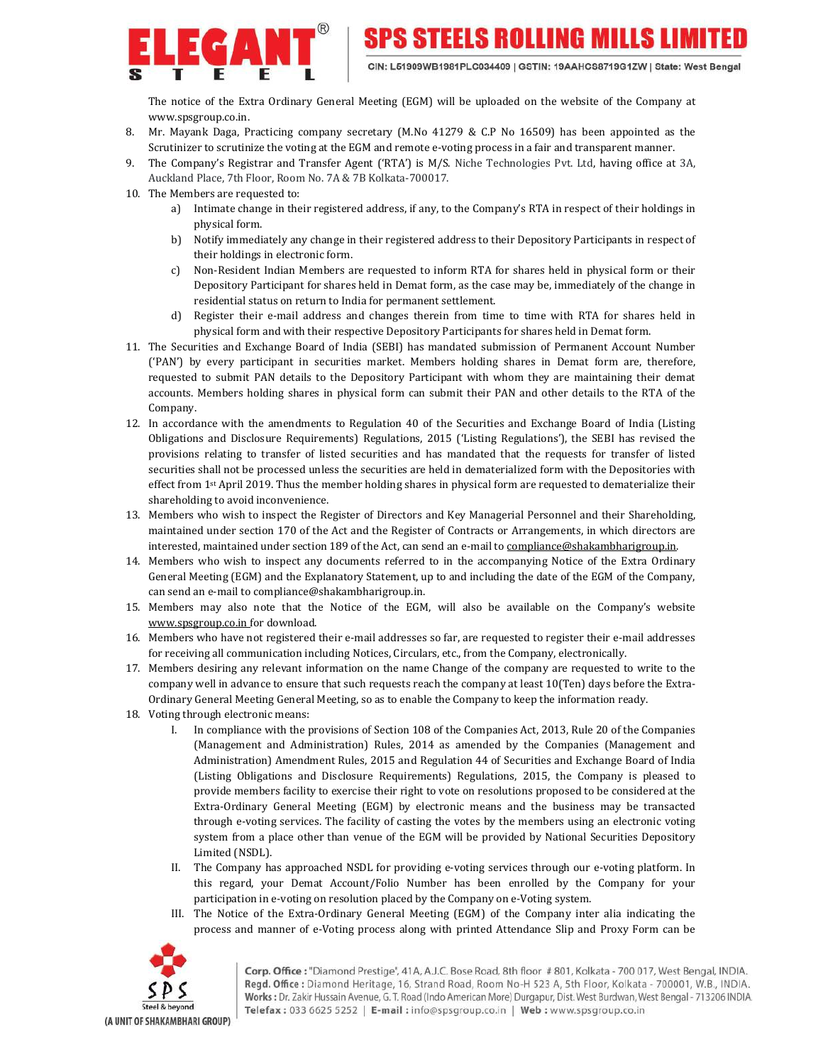The notice of the Extra Ordinary General Meeting (EGM) will be uploaded on the website of the Company at www.spsgroup.co.in.

8. Mr. Mayank Daga, Practicing company secretary (M.No 41279 & C.P No 16509) has been appointed as the Scrutinizer to scrutinize the voting at the EGM and remote e-voting process in a fair and transparent manner.
9. The Company's Registrar and Transfer Agent ('RTA') is M/S. Niche Technologies Pvt. Ltd, having office at 3A, Auckland Place, 7th Floor, Room No. 7A & 7B Kolkata-700017.
10. The Members are requested to:
    a) Intimate change in their registered address, if any, to the Company's RTA in respect of their holdings in physical form.
    b) Notify immediately any change in their registered address to their Depository Participants in respect of their holdings in electronic form.
    c) Non-Resident Indian Members are requested to inform RTA for shares held in physical form or their Depository Participant for shares held in Demat form, as the case may be, immediately of the change in residential status on return to India for permanent settlement.
    d) Register their e-mail address and changes therein from time to time with RTA for shares held in physical form and with their respective Depository Participants for shares held in Demat form.
11. The Securities and Exchange Board of India (SEBI) has mandated submission of Permanent Account Number ('PAN') by every participant in securities market. Members holding shares in Demat form are, therefore, requested to submit PAN details to the Depository Participant with whom they are maintaining their demat accounts. Members holding shares in physical form can submit their PAN and other details to the RTA of the Company.
12. In accordance with the amendments to Regulation 40 of the Securities and Exchange Board of India (Listing Obligations and Disclosure Requirements) Regulations, 2015 ('Listing Regulations'), the SEBI has revised the provisions relating to transfer of listed securities and has mandated that the requests for transfer of listed securities shall not be processed unless the securities are held in dematerialized form with the Depositories with effect from 1st April 2019. Thus the member holding shares in physical form are requested to dematerialize their shareholding to avoid inconvenience.
13. Members who wish to inspect the Register of Directors and Key Managerial Personnel and their Shareholding, maintained under section 170 of the Act and the Register of Contracts or Arrangements, in which directors are interested, maintained under section 189 of the Act, can send an e-mail to compliance@shakambharigroup.in.
14. Members who wish to inspect any documents referred to in the accompanying Notice of the Extra Ordinary General Meeting (EGM) and the Explanatory Statement, up to and including the date of the EGM of the Company, can send an e-mail to compliance@shakambharigroup.in.
15. Members may also note that the Notice of the EGM, will also be available on the Company's website www.spsgroup.co.in for download.
16. Members who have not registered their e-mail addresses so far, are requested to register their e-mail addresses for receiving all communication including Notices, Circulars, etc., from the Company, electronically.
17. Members desiring any relevant information on the name Change of the company are requested to write to the company well in advance to ensure that such requests reach the company at least 10(Ten) days before the Extra-Ordinary General Meeting General Meeting, so as to enable the Company to keep the information ready.
18. Voting through electronic means:
    I. In compliance with the provisions of Section 108 of the Companies Act, 2013, Rule 20 of the Companies (Management and Administration) Rules, 2014 as amended by the Companies (Management and Administration) Amendment Rules, 2015 and Regulation 44 of Securities and Exchange Board of India (Listing Obligations and Disclosure Requirements) Regulations, 2015, the Company is pleased to provide members facility to exercise their right to vote on resolutions proposed to be considered at the Extra-Ordinary General Meeting (EGM) by electronic means and the business may be transacted through e-voting services. The facility of casting the votes by the members using an electronic voting system from a place other than venue of the EGM will be provided by National Securities Depository Limited (NSDL).
    II. The Company has approached NSDL for providing e-voting services through our e-voting platform. In this regard, your Demat Account/Folio Number has been enrolled by the Company for your participation in e-voting on resolution placed by the Company on e-Voting system.
    III. The Notice of the Extra-Ordinary General Meeting (EGM) of the Company inter alia indicating the process and manner of e-Voting process along with printed Attendance Slip and Proxy Form can be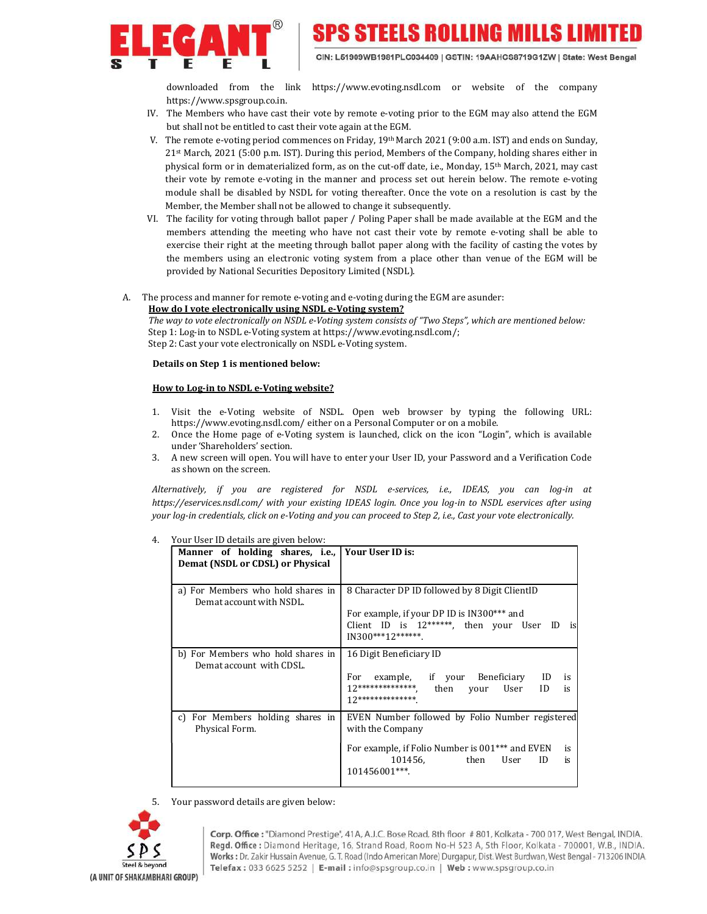downloaded from the link https://www.evoting.nsdl.com or website of the company https://www.spsgroup.co.in.

IV. The Members who have cast their vote by remote e-voting prior to the EGM may also attend the EGM but shall not be entitled to cast their vote again at the EGM.

V. The remote e-voting period commences on Friday, 19th March 2021 (9:00 a.m. IST) and ends on Sunday, 21st March, 2021 (5:00 p.m. IST). During this period, Members of the Company, holding shares either in physical form or in dematerialized form, as on the cut-off date, i.e., Monday, 15th March, 2021, may cast their vote by remote e-voting in the manner and process set out herein below. The remote e-voting module shall be disabled by NSDL for voting thereafter. Once the vote on a resolution is cast by the Member, the Member shall not be allowed to change it subsequently.

VI. The facility for voting through ballot paper / Poling Paper shall be made available at the EGM and the members attending the meeting who have not cast their vote by remote e-voting shall be able to exercise their right at the meeting through ballot paper along with the facility of casting the votes by the members using an electronic voting system from a place other than venue of the EGM will be provided by National Securities Depository Limited (NSDL).

A. The process and manner for remote e-voting and e-voting during the EGM are asunder:

**<u>How do I vote electronically using NSDL e-Voting system?</u>**

*The way to vote electronically on NSDL e-Voting system consists of "Two Steps", which are mentioned below:*

Step 1: Log-in to NSDL e-Voting system at https://www.evoting.nsdl.com/;

Step 2: Cast your vote electronically on NSDL e-Voting system.

**Details on Step 1 is mentioned below:**

**<u>How to Log-in to NSDL e-Voting website?</u>**

1. Visit the e-Voting website of NSDL. Open web browser by typing the following URL: https://www.evoting.nsdl.com/ either on a Personal Computer or on a mobile.
2. Once the Home page of e-Voting system is launched, click on the icon "Login", which is available under 'Shareholders' section.
3. A new screen will open. You will have to enter your User ID, your Password and a Verification Code as shown on the screen.

*Alternatively, if you are registered for NSDL e-services, i.e., IDEAS, you can log-in at https://eservices.nsdl.com/ with your existing IDEAS login. Once you log-in to NSDL eservices after using your log-in credentials, click on e-Voting and you can proceed to Step 2, i.e., Cast your vote electronically.*

4. Your User ID details are given below:

| **Manner of holding shares, i.e., Demat (NSDL or CDSL) or Physical** | **Your User ID is:** |
|---|---|
| a) For Members who hold shares in Demat account with NSDL. | 8 Character DP ID followed by 8 Digit ClientID<br><br>For example, if your DP ID is IN300*** and Client ID is 12******, then your User ID is IN300***12******. |
| b) For Members who hold shares in Demat account with CDSL. | 16 Digit Beneficiary ID<br><br>For example, if your Beneficiary ID is 12**************, then your User ID is 12**************. |
| c) For Members holding shares in Physical Form. | EVEN Number followed by Folio Number registered with the Company<br><br>For example, if Folio Number is 001*** and EVEN is 101456, then User ID is 101456001***. |

5. Your password details are given below: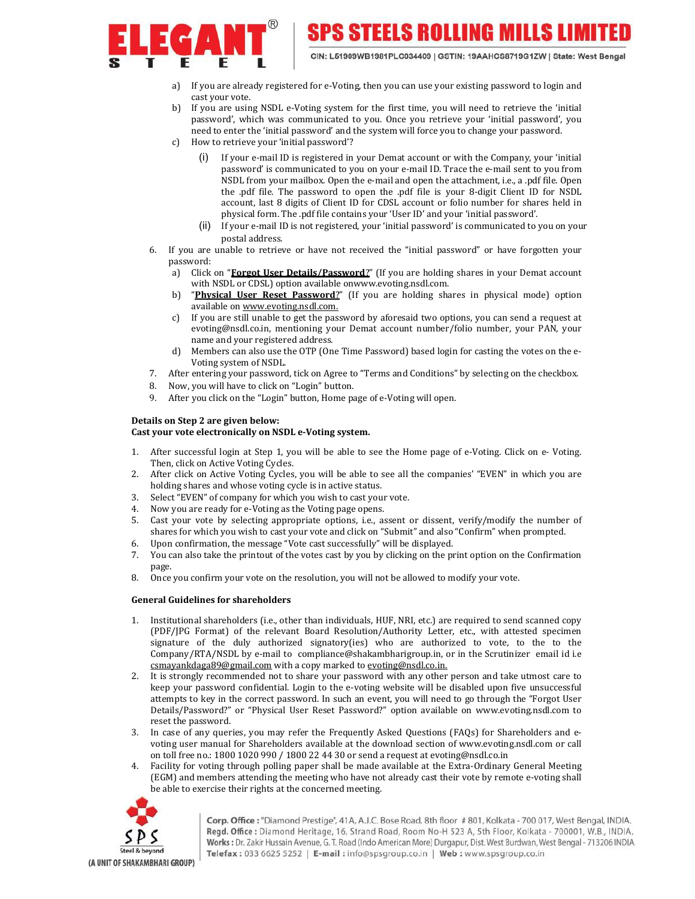a) If you are already registered for e-Voting, then you can use your existing password to login and cast your vote.
b) If you are using NSDL e-Voting system for the first time, you will need to retrieve the 'initial password', which was communicated to you. Once you retrieve your 'initial password', you need to enter the 'initial password' and the system will force you to change your password.
c) How to retrieve your 'initial password'?
   (i) If your e-mail ID is registered in your Demat account or with the Company, your 'initial password' is communicated to you on your e-mail ID. Trace the e-mail sent to you from NSDL from your mailbox. Open the e-mail and open the attachment, i.e., a .pdf file. Open the .pdf file. The password to open the .pdf file is your 8-digit Client ID for NSDL account, last 8 digits of Client ID for CDSL account or folio number for shares held in physical form. The .pdf file contains your 'User ID' and your 'initial password'.
   (ii) If your e-mail ID is not registered, your 'initial password' is communicated to you on your postal address.

6. If you are unable to retrieve or have not received the "initial password" or have forgotten your password:
   a) Click on "**Forgot User Details/Password?**" (If you are holding shares in your Demat account with NSDL or CDSL) option available onwww.evoting.nsdl.com.
   b) "**Physical User Reset Password?**" (If you are holding shares in physical mode) option available on www.evoting.nsdl.com.
   c) If you are still unable to get the password by aforesaid two options, you can send a request at evoting@nsdl.co.in, mentioning your Demat account number/folio number, your PAN, your name and your registered address.
   d) Members can also use the OTP (One Time Password) based login for casting the votes on the e-Voting system of NSDL.
7. After entering your password, tick on Agree to "Terms and Conditions" by selecting on the checkbox.
8. Now, you will have to click on "Login" button.
9. After you click on the "Login" button, Home page of e-Voting will open.

**Details on Step 2 are given below:**
**Cast your vote electronically on NSDL e-Voting system.**

1. After successful login at Step 1, you will be able to see the Home page of e-Voting. Click on e- Voting. Then, click on Active Voting Cycles.
2. After click on Active Voting Cycles, you will be able to see all the companies' "EVEN" in which you are holding shares and whose voting cycle is in active status.
3. Select "EVEN" of company for which you wish to cast your vote.
4. Now you are ready for e-Voting as the Voting page opens.
5. Cast your vote by selecting appropriate options, i.e., assent or dissent, verify/modify the number of shares for which you wish to cast your vote and click on "Submit" and also "Confirm" when prompted.
6. Upon confirmation, the message "Vote cast successfully" will be displayed.
7. You can also take the printout of the votes cast by you by clicking on the print option on the Confirmation page.
8. Once you confirm your vote on the resolution, you will not be allowed to modify your vote.

**General Guidelines for shareholders**

1. Institutional shareholders (i.e., other than individuals, HUF, NRI, etc.) are required to send scanned copy (PDF/JPG Format) of the relevant Board Resolution/Authority Letter, etc., with attested specimen signature of the duly authorized signature(ies) who are authorized to vote, to the Company/RTA/NSDL by e-mail to compliance@shakambharigroup.in, or in the Scrutinizer email id i.e csmayankdaga89@gmail.com with a copy marked to evoting@nsdl.co.in.
2. It is strongly recommended not to share your password with any other person and take utmost care to keep your password confidential. Login to the e-voting website will be disabled upon five unsuccessful attempts to key in the correct password. In such an event, you will need to go through the "Forgot User Details/Password?" or "Physical User Reset Password?" option available on www.evoting.nsdl.com to reset the password.
3. In case of any queries, you may refer the Frequently Asked Questions (FAQs) for Shareholders and e-voting user manual for Shareholders available at the download section of www.evoting.nsdl.com or call on toll free no.: 1800 1020 990 / 1800 22 44 30 or send a request at evoting@nsdl.co.in
4. Facility for voting through polling paper shall be made available at the Extra-Ordinary General Meeting (EGM) and members attending the meeting who have not already cast their vote by remote e-voting shall be able to exercise their rights at the concerned meeting.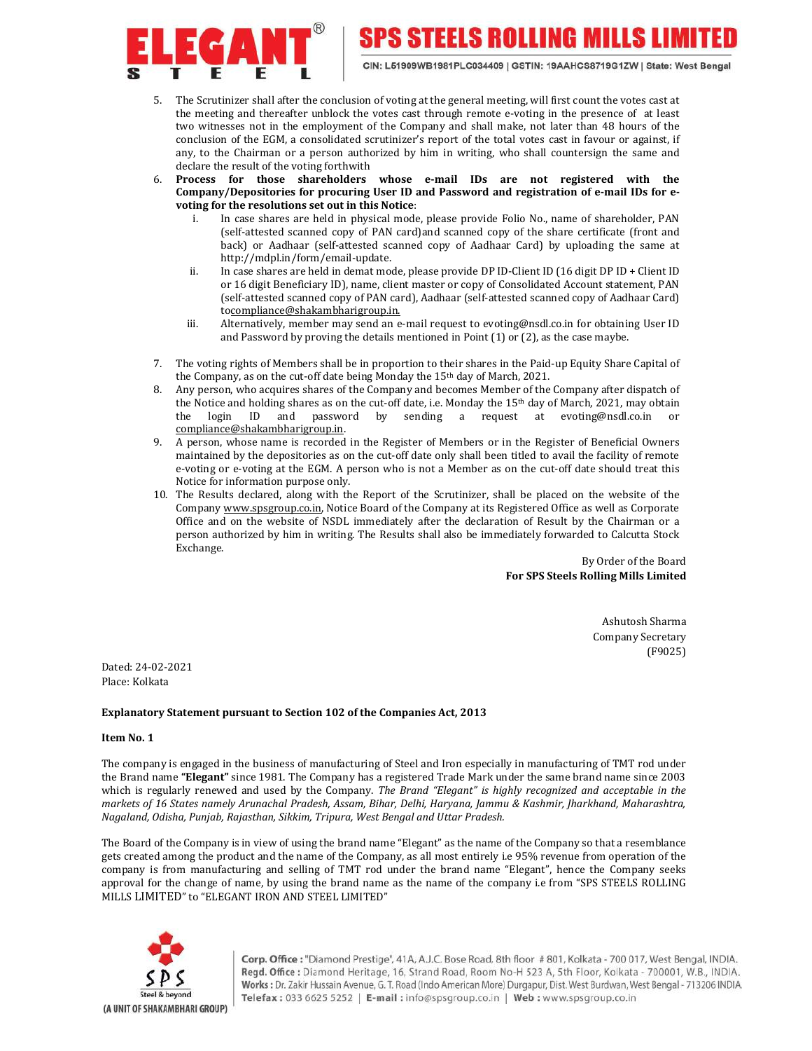5. The Scrutinizer shall after the conclusion of voting at the general meeting, will first count the votes cast at the meeting and thereafter unblock the votes cast through remote e-voting in the presence of at least two witnesses not in the employment of the Company and shall make, not later than 48 hours of the conclusion of the EGM, a consolidated scrutinizer's report of the total votes cast in favour or against, if any, to the Chairman or a person authorized by him in writing, who shall countersign the same and declare the result of the voting forthwith
6. **Process for those shareholders whose e-mail IDs are not registered with the Company/Depositories for procuring User ID and Password and registration of e-mail IDs for e-voting for the resolutions set out in this Notice**:
   i. In case shares are held in physical mode, please provide Folio No., name of shareholder, PAN (self-attested scanned copy of PAN card)and scanned copy of the share certificate (front and back) or Aadhaar (self-attested scanned copy of Aadhaar Card) by uploading the same at http://mdpl.in/form/email-update.
   ii. In case shares are held in demat mode, please provide DP ID-Client ID (16 digit DP ID + Client ID or 16 digit Beneficiary ID), name, client master or copy of Consolidated Account statement, PAN (self-attested scanned copy of PAN card), Aadhaar (self-attested scanned copy of Aadhaar Card) tocompliance@shakambharigroup.in.
   iii. Alternatively, member may send an e-mail request to evoting@nsdl.co.in for obtaining User ID and Password by proving the details mentioned in Point (1) or (2), as the case maybe.
7. The voting rights of Members shall be in proportion to their shares in the Paid-up Equity Share Capital of the Company, as on the cut-off date being Monday the 15th day of March, 2021.
8. Any person, who acquires shares of the Company and becomes Member of the Company after dispatch of the Notice and holding shares as on the cut-off date, i.e. Monday the 15th day of March, 2021, may obtain the login ID and password by sending a request at evoting@nsdl.co.in or compliance@shakambharigroup.in.
9. A person, whose name is recorded in the Register of Members or in the Register of Beneficial Owners maintained by the depositories as on the cut-off date only shall been titled to avail the facility of remote e-voting or e-voting at the EGM. A person who is not a Member as on the cut-off date should treat this Notice for information purpose only.
10. The Results declared, along with the Report of the Scrutinizer, shall be placed on the website of the Company www.spsgroup.co.in, Notice Board of the Company at its Registered Office as well as Corporate Office and on the website of NSDL immediately after the declaration of Result by the Chairman or a person authorized by him in writing. The Results shall also be immediately forwarded to Calcutta Stock Exchange.

By Order of the Board
**For SPS Steels Rolling Mills Limited**

Ashutosh Sharma
Company Secretary
(F9025)

Dated: 24-02-2021
Place: Kolkata

**Explanatory Statement pursuant to Section 102 of the Companies Act, 2013**

**Item No. 1**

The company is engaged in the business of manufacturing of Steel and Iron especially in manufacturing of TMT rod under the Brand name **"Elegant"** since 1981. The Company has a registered Trade Mark under the same brand name since 2003 which is regularly renewed and used by the Company. *The Brand "Elegant" is highly recognized and acceptable in the markets of 16 States namely Arunachal Pradesh, Assam, Bihar, Delhi, Haryana, Jammu & Kashmir, Jharkhand, Maharashtra, Nagaland, Odisha, Punjab, Rajasthan, Sikkim, Tripura, West Bengal and Uttar Pradesh.*

The Board of the Company is in view of using the brand name "Elegant" as the name of the Company so that a resemblance gets created among the product and the name of the Company, as all most entirely i.e 95% revenue from operation of the company is from manufacturing and selling of TMT rod under the brand name "Elegant", hence the Company seeks approval for the change of name, by using the brand name as the name of the company i.e from "SPS STEELS ROLLING MILLS LIMITED" to "ELEGANT IRON AND STEEL LIMITED"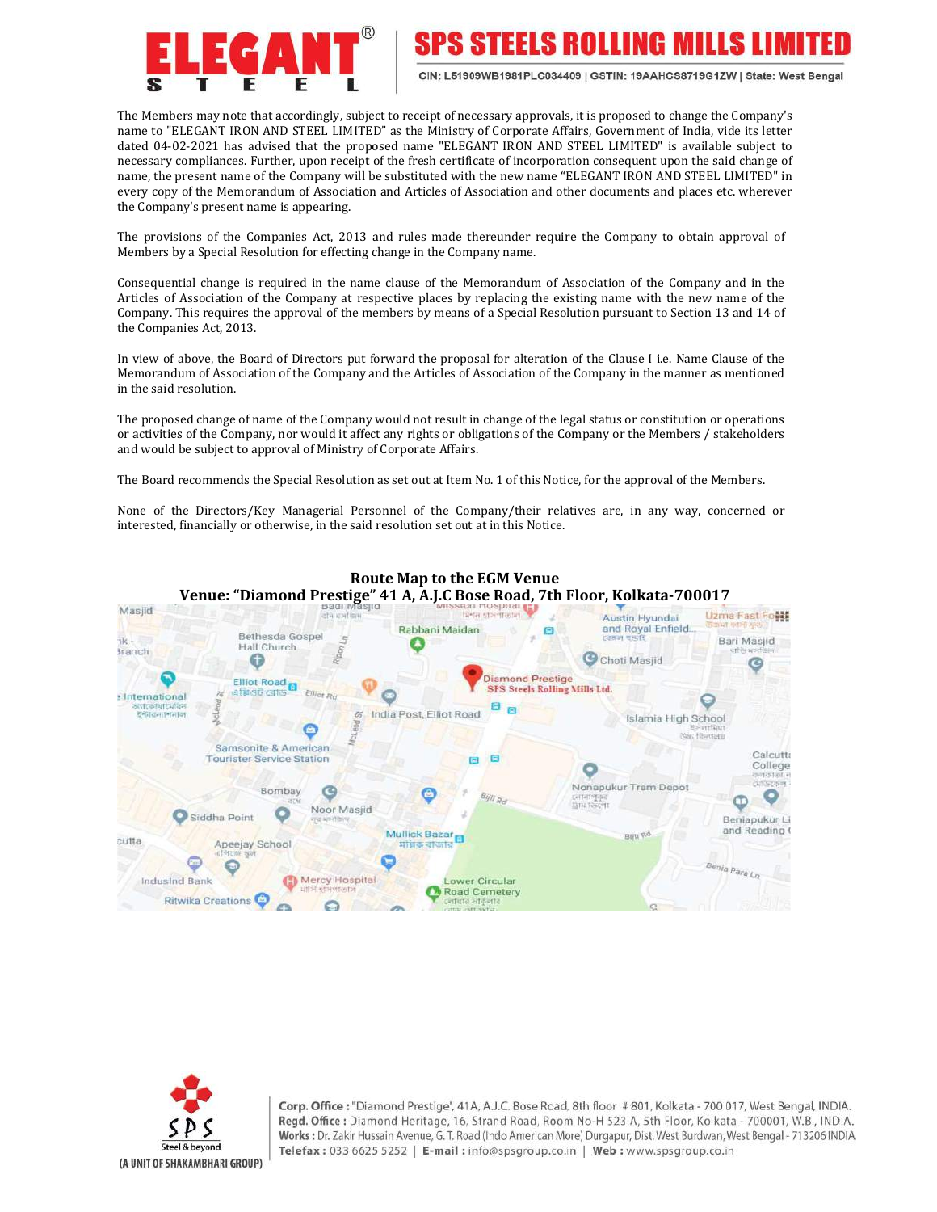The Members may note that accordingly, subject to receipt of necessary approvals, it is proposed to change the Company's name to "ELEGANT IRON AND STEEL LIMITED" as the Ministry of Corporate Affairs, Government of India, vide its letter dated 04-02-2021 has advised that the proposed name "ELEGANT IRON AND STEEL LIMITED" is available subject to necessary compliances. Further, upon receipt of the fresh certificate of incorporation consequent upon the said change of name, the present name of the Company will be substituted with the new name "ELEGANT IRON AND STEEL LIMITED" in every copy of the Memorandum of Association and Articles of Association and other documents and places etc. wherever the Company's present name is appearing.

The provisions of the Companies Act, 2013 and rules made thereunder require the Company to obtain approval of Members by a Special Resolution for effecting change in the Company name.

Consequential change is required in the name clause of the Memorandum of Association of the Company and in the Articles of Association of the Company at respective places by replacing the existing name with the new name of the Company. This requires the approval of the members by means of a Special Resolution pursuant to Section 13 and 14 of the Companies Act, 2013.

In view of above, the Board of Directors put forward the proposal for alteration of the Clause I i.e. Name Clause of the Memorandum of Association of the Company and the Articles of Association of the Company in the manner as mentioned in the said resolution.

The proposed change of name of the Company would not result in change of the legal status or constitution or operations or activities of the Company, nor would it affect any rights or obligations of the Company or the Members / stakeholders and would be subject to approval of Ministry of Corporate Affairs.

The Board recommends the Special Resolution as set out at Item No. 1 of this Notice, for the approval of the Members.

None of the Directors/Key Managerial Personnel of the Company/their relatives are, in any way, concerned or interested, financially or otherwise, in the said resolution set out at in this Notice.

## Route Map to the EGM Venue

## Venue: "Diamond Prestige" 41 A, A.J.C Bose Road, 7th Floor, Kolkata-700017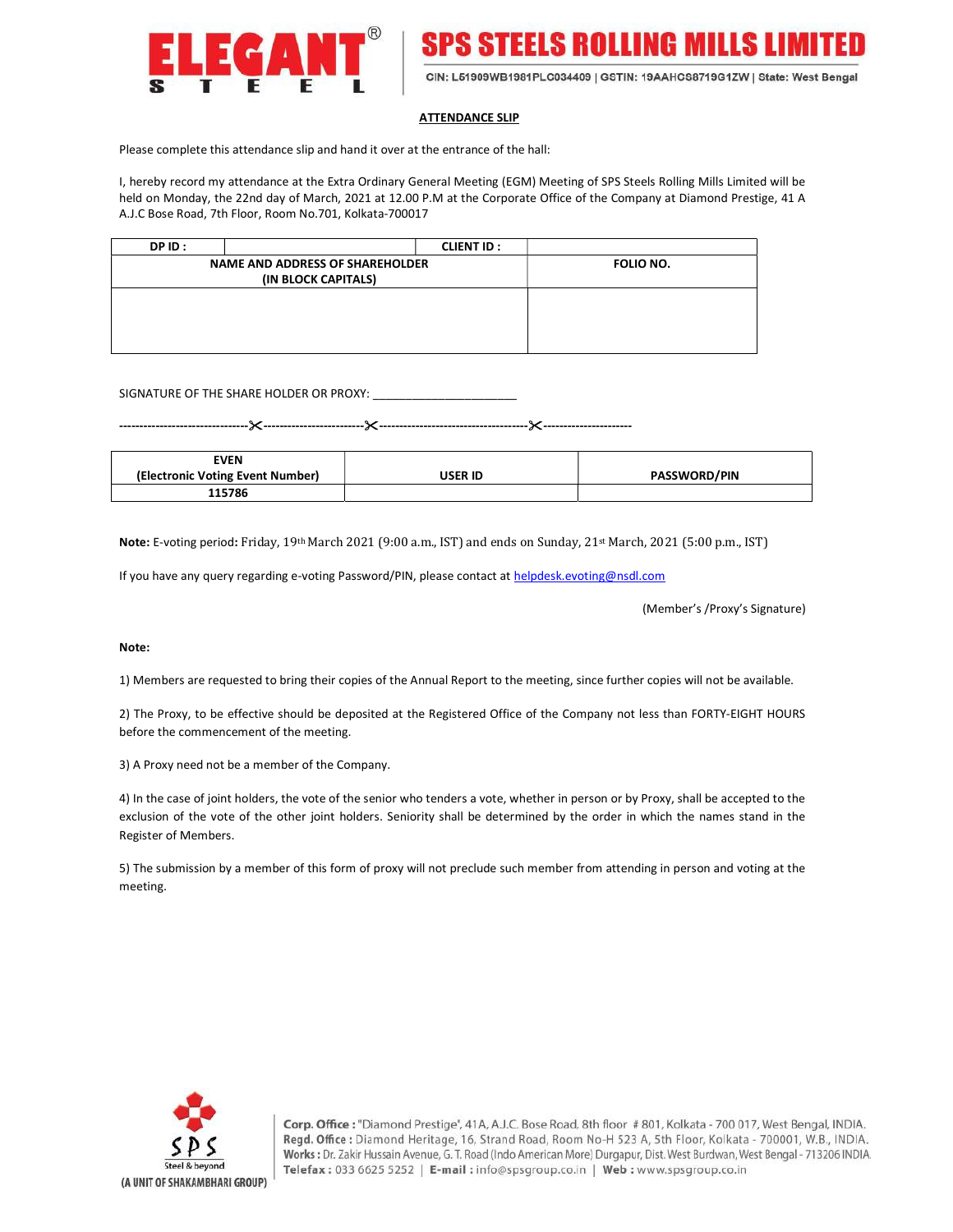**ELEGANT® STEEL** | **SPS STEELS ROLLING MILLS LIMITED**

CIN: L51909WB1981PLC034409 | GSTIN: 19AAHCS8719G1ZW | State: West Bengal

## ATTENDANCE SLIP

Please complete this attendance slip and hand it over at the entrance of the hall:

I, hereby record my attendance at the Extra Ordinary General Meeting (EGM) Meeting of SPS Steels Rolling Mills Limited will be held on Monday, the 22nd day of March, 2021 at 12.00 P.M at the Corporate Office of the Company at Diamond Prestige, 41 A A.J.C Bose Road, 7th Floor, Room No.701, Kolkata-700017

| DP ID : | | CLIENT ID : | |
|---|---|---|---|
| NAME AND ADDRESS OF SHAREHOLDER (IN BLOCK CAPITALS) | | | FOLIO NO. |
| | | | |

SIGNATURE OF THE SHARE HOLDER OR PROXY: ______________________

--------------------------------✂-------------------------✂-------------------------------------✂----------------------

| EVEN (Electronic Voting Event Number) | USER ID | PASSWORD/PIN |
|---|---|---|
| 115786 | | |

**Note:** E-voting period**:** Friday, 19th March 2021 (9:00 a.m., IST) and ends on Sunday, 21st March, 2021 (5:00 p.m., IST)

If you have any query regarding e-voting Password/PIN, please contact at helpdesk.evoting@nsdl.com

(Member's /Proxy's Signature)

**Note:**

1) Members are requested to bring their copies of the Annual Report to the meeting, since further copies will not be available.

2) The Proxy, to be effective should be deposited at the Registered Office of the Company not less than FORTY-EIGHT HOURS before the commencement of the meeting.

3) A Proxy need not be a member of the Company.

4) In the case of joint holders, the vote of the senior who tenders a vote, whether in person or by Proxy, shall be accepted to the exclusion of the vote of the other joint holders. Seniority shall be determined by the order in which the names stand in the Register of Members.

5) The submission by a member of this form of proxy will not preclude such member from attending in person and voting at the meeting.

SPS Steel & beyond (A UNIT OF SHAKAMBHARI GROUP)

**Corp. Office :** "Diamond Prestige", 41A, A.J.C. Bose Road, 8th floor # 801, Kolkata - 700 017, West Bengal, INDIA.
**Regd. Office :** Diamond Heritage, 16, Strand Road, Room No-H 523 A, 5th Floor, Kolkata - 700001, W.B., INDIA.
**Works :** Dr. Zakir Hussain Avenue, G. T. Road (Indo American More) Durgapur, Dist. West Burdwan, West Bengal - 713206 INDIA.
**Telefax :** 033 6625 5252 | **E-mail :** info@spsgroup.co.in | **Web :** www.spsgroup.co.in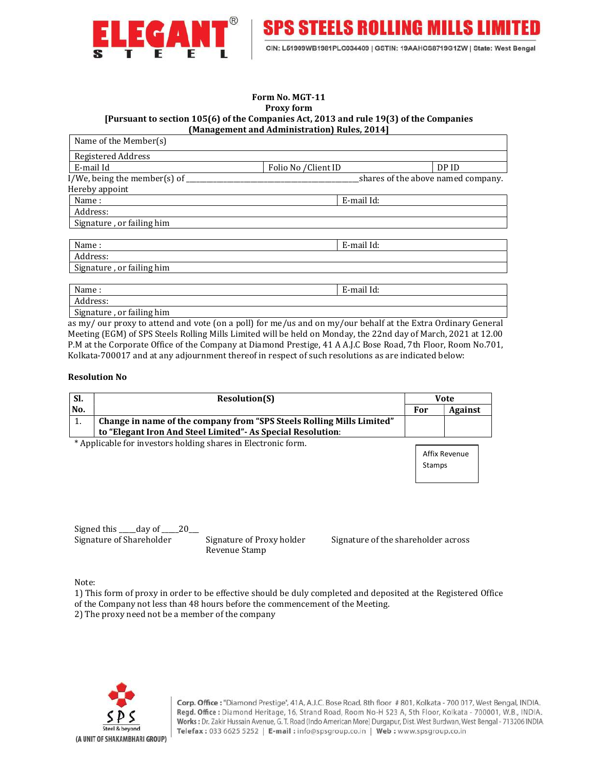**ELEGANT® STEEL** | **SPS STEELS ROLLING MILLS LIMITED**

CIN: L51909WB1981PLC034409 | GSTIN: 19AAHCS8719G1ZW | State: West Bengal

**Form No. MGT-11**

**Proxy form**

**[Pursuant to section 105(6) of the Companies Act, 2013 and rule 19(3) of the Companies (Management and Administration) Rules, 2014]**

| | | |
|---|---|---|
| Name of the Member(s) | | |
| Registered Address | | |
| E-mail Id | Folio No /Client ID | DP ID |

I/We, being the member(s) of ____________________________shares of the above named company.

Hereby appoint

| | |
|---|---|
| Name : | E-mail Id: |
| Address: | |
| Signature , or failing him | |

| | |
|---|---|
| Name : | E-mail Id: |
| Address: | |
| Signature , or failing him | |

| | |
|---|---|
| Name : | E-mail Id: |
| Address: | |
| Signature , or failing him | |

as my/ our proxy to attend and vote (on a poll) for me/us and on my/our behalf at the Extra Ordinary General Meeting (EGM) of SPS Steels Rolling Mills Limited will be held on Monday, the 22nd day of March, 2021 at 12.00 P.M at the Corporate Office of the Company at Diamond Prestige, 41 A A.J.C Bose Road, 7th Floor, Room No.701, Kolkata-700017 and at any adjournment thereof in respect of such resolutions as are indicated below:

**Resolution No**

| Sl. No. | Resolution(S) | Vote | |
|---|---|---|---|
| | | For | Against |
| 1. | **Change in name of the company from "SPS Steels Rolling Mills Limited" to "Elegant Iron And Steel Limited"- As Special Resolution**: | | |

* Applicable for investors holding shares in Electronic form.

Affix Revenue Stamps

Signed this ____day of ____20___

Signature of Shareholder

Signature of Proxy holder

Revenue Stamp

Signature of the shareholder across

Note:

1) This form of proxy in order to be effective should be duly completed and deposited at the Registered Office of the Company not less than 48 hours before the commencement of the Meeting.

2) The proxy need not be a member of the company

SPS Steel & beyond (A UNIT OF SHAKAMBHARI GROUP)

**Corp. Office :** "Diamond Prestige", 41A, A.J.C. Bose Road, 8th floor # 801, Kolkata - 700 017, West Bengal, INDIA.
**Regd. Office :** Diamond Heritage, 16, Strand Road, Room No-H 523 A, 5th Floor, Kolkata - 700001, W.B., INDIA.
**Works :** Dr. Zakir Hussain Avenue, G. T. Road (Indo American More) Durgapur, Dist. West Burdwan, West Bengal - 713206 INDIA.
**Telefax :** 033 6625 5252 | **E-mail :** info@spsgroup.co.in | **Web :** www.spsgroup.co.in